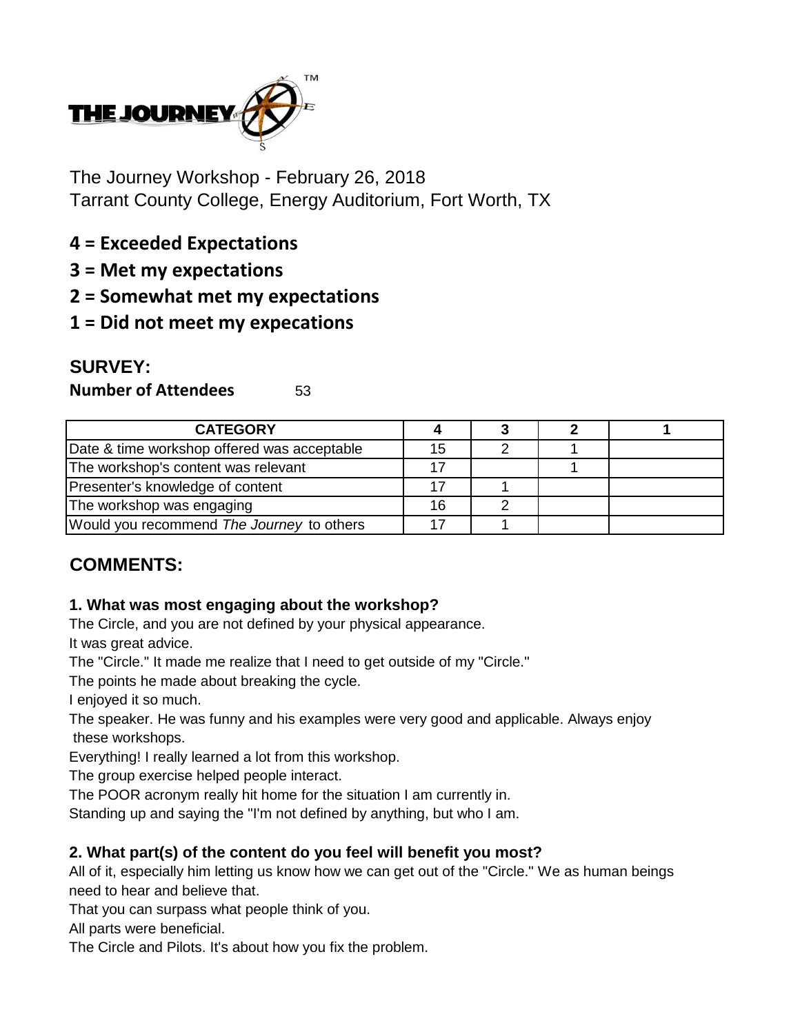THE JOURNEY™

The Journey Workshop - February 26, 2018
Tarrant County College, Energy Auditorium, Fort Worth, TX

**4 = Exceeded Expectations**
**3 = Met my expectations**
**2 = Somewhat met my expectations**
**1 = Did not meet my expecations**

## SURVEY:

**Number of Attendees** 53

| CATEGORY | 4 | 3 | 2 | 1 |
|---|---|---|---|---|
| Date & time workshop offered was acceptable | 15 | 2 | 1 | |
| The workshop's content was relevant | 17 | | 1 | |
| Presenter's knowledge of content | 17 | 1 | | |
| The workshop was engaging | 16 | 2 | | |
| Would you recommend *The Journey* to others | 17 | 1 | | |

## COMMENTS:

### 1. What was most engaging about the workshop?

The Circle, and you are not defined by your physical appearance.
It was great advice.
The "Circle." It made me realize that I need to get outside of my "Circle."
The points he made about breaking the cycle.
I enjoyed it so much.
The speaker. He was funny and his examples were very good and applicable. Always enjoy these workshops.
Everything! I really learned a lot from this workshop.
The group exercise helped people interact.
The POOR acronym really hit home for the situation I am currently in.
Standing up and saying the "I'm not defined by anything, but who I am.

### 2. What part(s) of the content do you feel will benefit you most?

All of it, especially him letting us know how we can get out of the "Circle." We as human beings need to hear and believe that.
That you can surpass what people think of you.
All parts were beneficial.
The Circle and Pilots. It's about how you fix the problem.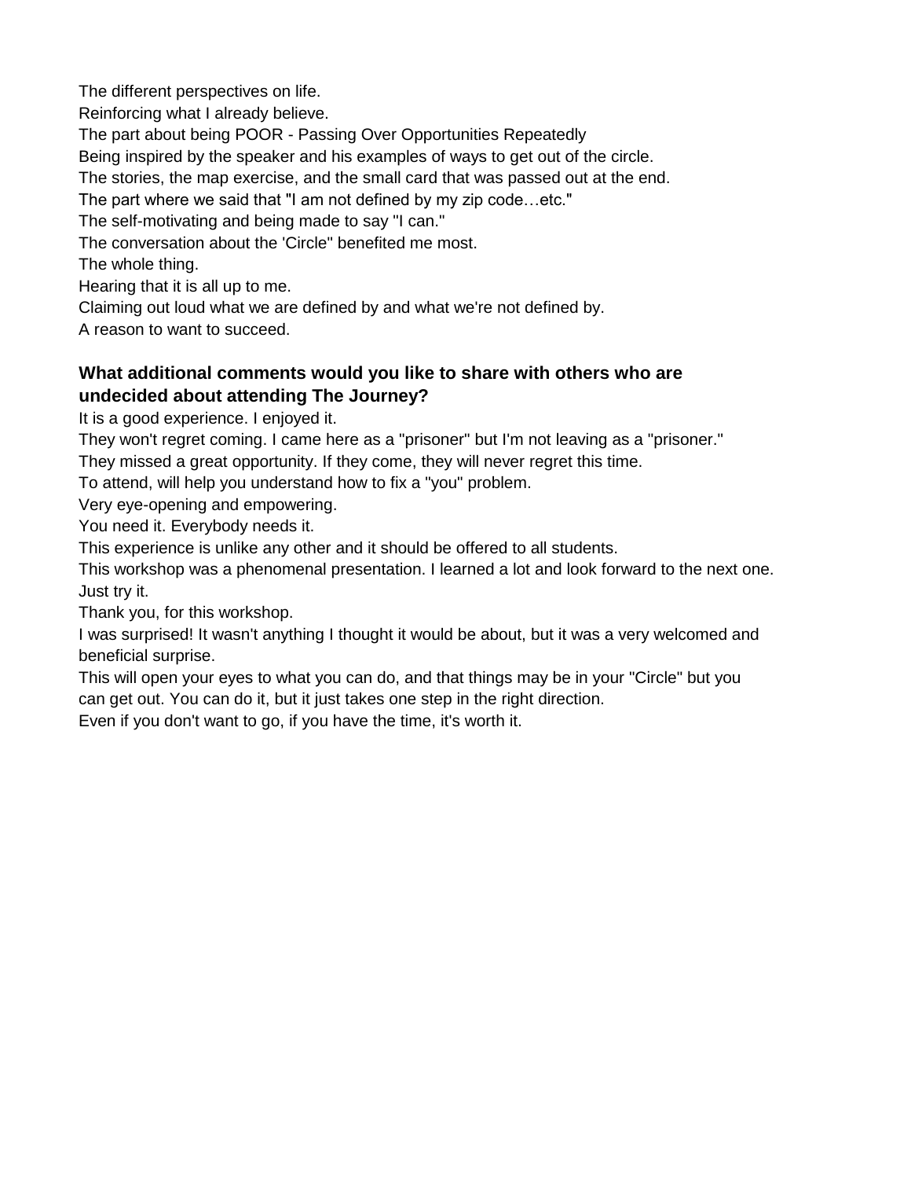The different perspectives on life.

Reinforcing what I already believe.

The part about being POOR - Passing Over Opportunities Repeatedly

Being inspired by the speaker and his examples of ways to get out of the circle.

The stories, the map exercise, and the small card that was passed out at the end.

The part where we said that "I am not defined by my zip code…etc."

The self-motivating and being made to say "I can."

The conversation about the 'Circle" benefited me most.

The whole thing.

Hearing that it is all up to me.

Claiming out loud what we are defined by and what we're not defined by.

A reason to want to succeed.

**What additional comments would you like to share with others who are undecided about attending The Journey?**

It is a good experience. I enjoyed it.

They won't regret coming. I came here as a "prisoner" but I'm not leaving as a "prisoner."

They missed a great opportunity. If they come, they will never regret this time.

To attend, will help you understand how to fix a "you" problem.

Very eye-opening and empowering.

You need it. Everybody needs it.

This experience is unlike any other and it should be offered to all students.

This workshop was a phenomenal presentation. I learned a lot and look forward to the next one.

Just try it.

Thank you, for this workshop.

I was surprised! It wasn't anything I thought it would be about, but it was a very welcomed and beneficial surprise.

This will open your eyes to what you can do, and that things may be in your "Circle" but you can get out. You can do it, but it just takes one step in the right direction.

Even if you don't want to go, if you have the time, it's worth it.